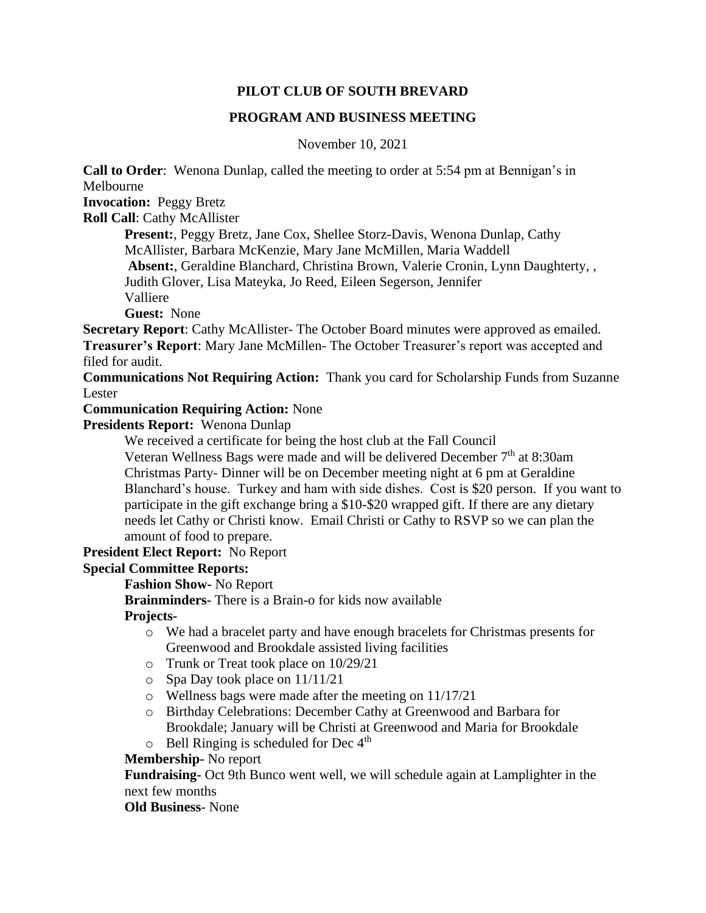**PILOT CLUB OF SOUTH BREVARD**

**PROGRAM AND BUSINESS MEETING**

November 10, 2021

**Call to Order**: Wenona Dunlap, called the meeting to order at 5:54 pm at Bennigan's in Melbourne

**Invocation:** Peggy Bretz

**Roll Call**: Cathy McAllister

> **Present:**, Peggy Bretz, Jane Cox, Shellee Storz-Davis, Wenona Dunlap, Cathy McAllister, Barbara McKenzie, Mary Jane McMillen, Maria Waddell
>
> **Absent:**, Geraldine Blanchard, Christina Brown, Valerie Cronin, Lynn Daughterty, , Judith Glover, Lisa Mateyka, Jo Reed, Eileen Segerson, Jennifer Valliere
>
> **Guest:** None

**Secretary Report**: Cathy McAllister- The October Board minutes were approved as emailed.

**Treasurer's Report**: Mary Jane McMillen- The October Treasurer's report was accepted and filed for audit.

**Communications Not Requiring Action:** Thank you card for Scholarship Funds from Suzanne Lester

**Communication Requiring Action:** None

**Presidents Report:** Wenona Dunlap

> We received a certificate for being the host club at the Fall Council
>
> Veteran Wellness Bags were made and will be delivered December 7th at 8:30am
>
> Christmas Party- Dinner will be on December meeting night at 6 pm at Geraldine Blanchard's house. Turkey and ham with side dishes. Cost is $20 person. If you want to participate in the gift exchange bring a $10-$20 wrapped gift. If there are any dietary needs let Cathy or Christi know. Email Christi or Cathy to RSVP so we can plan the amount of food to prepare.

**President Elect Report:** No Report

**Special Committee Reports:**

> **Fashion Show-** No Report
>
> **Brainminders-** There is a Brain-o for kids now available
>
> **Projects-**
>
> - We had a bracelet party and have enough bracelets for Christmas presents for Greenwood and Brookdale assisted living facilities
> - Trunk or Treat took place on 10/29/21
> - Spa Day took place on 11/11/21
> - Wellness bags were made after the meeting on 11/17/21
> - Birthday Celebrations: December Cathy at Greenwood and Barbara for Brookdale; January will be Christi at Greenwood and Maria for Brookdale
> - Bell Ringing is scheduled for Dec 4th
>
> **Membership-** No report
>
> **Fundraising-** Oct 9th Bunco went well, we will schedule again at Lamplighter in the next few months
>
> **Old Business**- None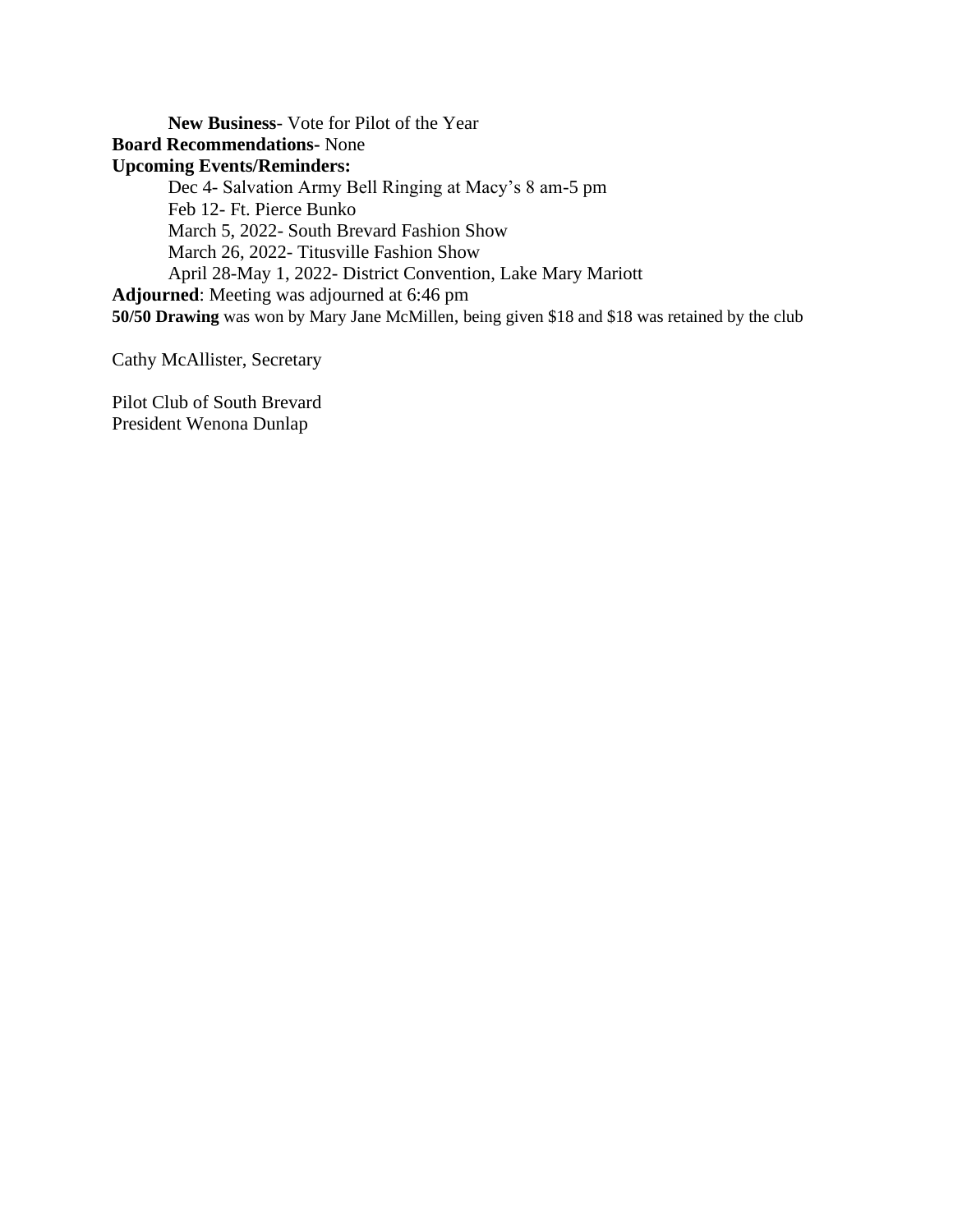**New Business**- Vote for Pilot of the Year

**Board Recommendations-** None

**Upcoming Events/Reminders:**

Dec 4- Salvation Army Bell Ringing at Macy's 8 am-5 pm
Feb 12- Ft. Pierce Bunko
March 5, 2022- South Brevard Fashion Show
March 26, 2022- Titusville Fashion Show
April 28-May 1, 2022- District Convention, Lake Mary Mariott

**Adjourned**: Meeting was adjourned at 6:46 pm

**50/50 Drawing** was won by Mary Jane McMillen, being given $18 and $18 was retained by the club

Cathy McAllister, Secretary

Pilot Club of South Brevard
President Wenona Dunlap